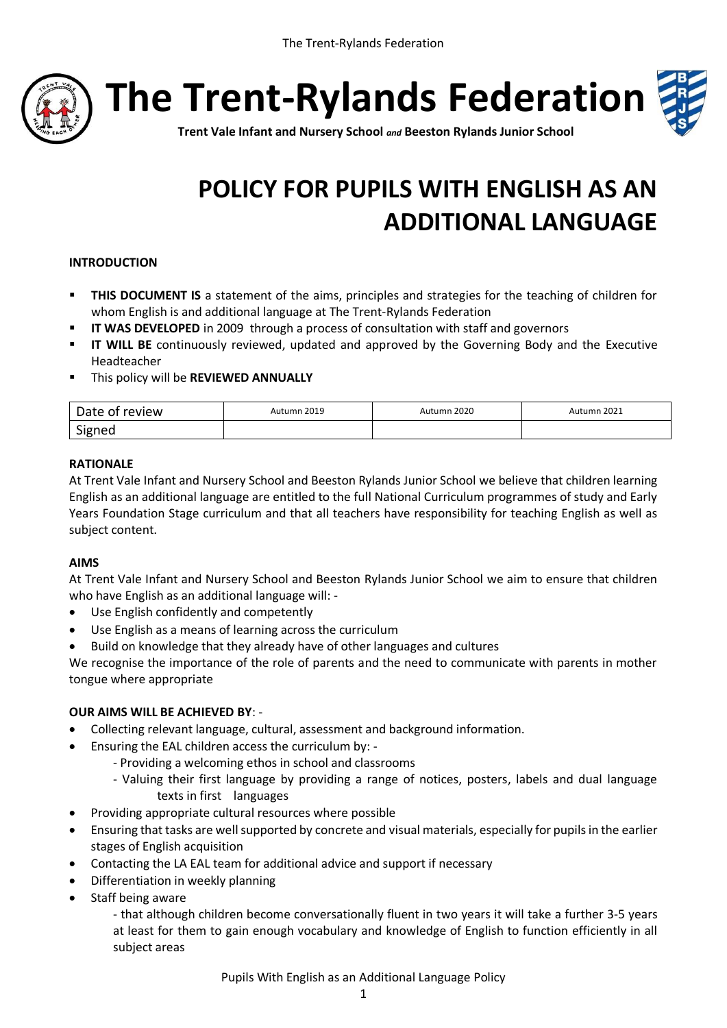# The Trent-Rylands Federation

**Trent Vale Infant and Nursery School** *and* **Beeston Rylands Junior School**

# POLICY FOR PUPILS WITH ENGLISH AS AN ADDITIONAL LANGUAGE

**INTRODUCTION**

- **THIS DOCUMENT IS** a statement of the aims, principles and strategies for the teaching of children for whom English is and additional language at The Trent-Rylands Federation
- **IT WAS DEVELOPED** in 2009 through a process of consultation with staff and governors
- **IT WILL BE** continuously reviewed, updated and approved by the Governing Body and the Executive Headteacher
- This policy will be **REVIEWED ANNUALLY**

| Date of review | Autumn 2019 | Autumn 2020 | Autumn 2021 |
|---|---|---|---|
| Signed | | | |

**RATIONALE**

At Trent Vale Infant and Nursery School and Beeston Rylands Junior School we believe that children learning English as an additional language are entitled to the full National Curriculum programmes of study and Early Years Foundation Stage curriculum and that all teachers have responsibility for teaching English as well as subject content.

**AIMS**

At Trent Vale Infant and Nursery School and Beeston Rylands Junior School we aim to ensure that children who have English as an additional language will: -

- Use English confidently and competently
- Use English as a means of learning across the curriculum
- Build on knowledge that they already have of other languages and cultures

We recognise the importance of the role of parents and the need to communicate with parents in mother tongue where appropriate

**OUR AIMS WILL BE ACHIEVED BY**: -

- Collecting relevant language, cultural, assessment and background information.
- Ensuring the EAL children access the curriculum by: -
  - Providing a welcoming ethos in school and classrooms
  - Valuing their first language by providing a range of notices, posters, labels and dual language texts in first languages
- Providing appropriate cultural resources where possible
- Ensuring that tasks are well supported by concrete and visual materials, especially for pupils in the earlier stages of English acquisition
- Contacting the LA EAL team for additional advice and support if necessary
- Differentiation in weekly planning
- Staff being aware
  - that although children become conversationally fluent in two years it will take a further 3-5 years at least for them to gain enough vocabulary and knowledge of English to function efficiently in all subject areas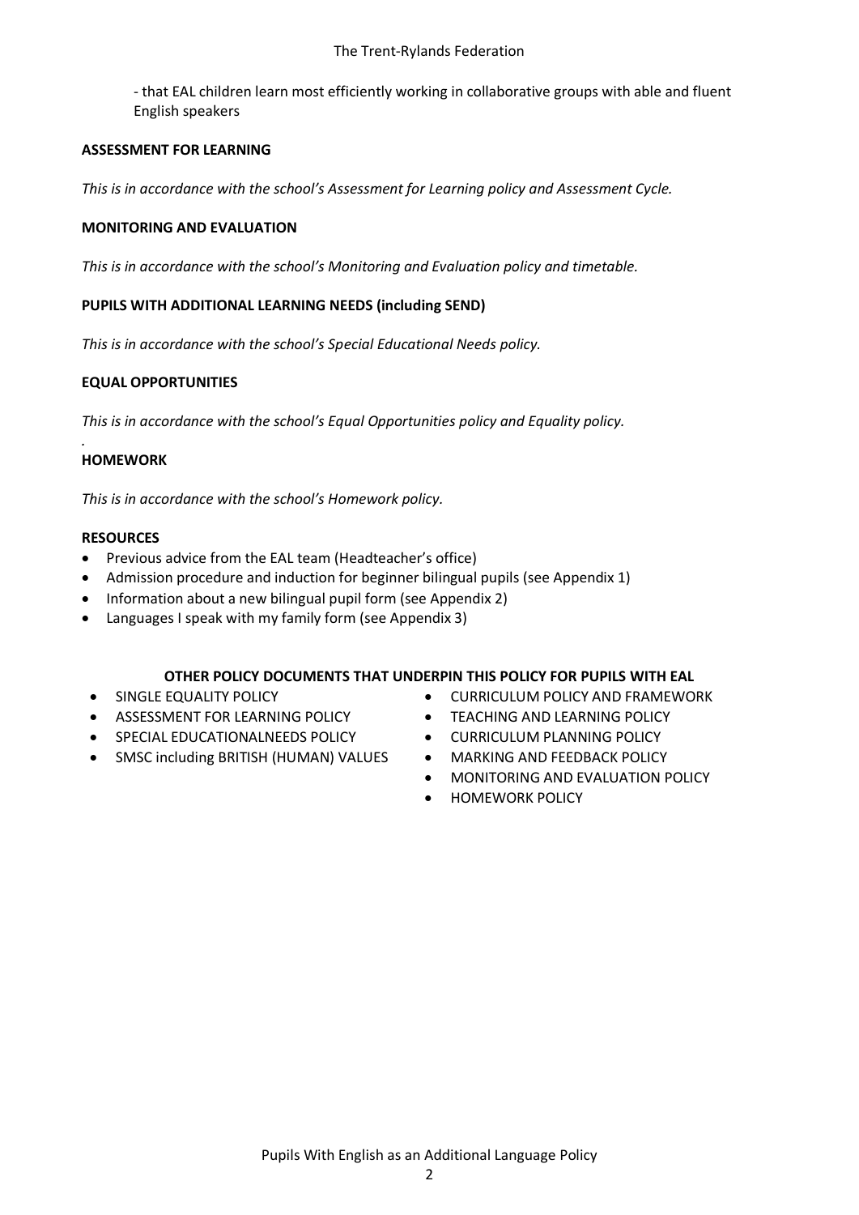- that EAL children learn most efficiently working in collaborative groups with able and fluent English speakers

**ASSESSMENT FOR LEARNING**

*This is in accordance with the school's Assessment for Learning policy and Assessment Cycle.*

**MONITORING AND EVALUATION**

*This is in accordance with the school's Monitoring and Evaluation policy and timetable.*

**PUPILS WITH ADDITIONAL LEARNING NEEDS (including SEND)**

*This is in accordance with the school's Special Educational Needs policy.*

**EQUAL OPPORTUNITIES**

*This is in accordance with the school's Equal Opportunities policy and Equality policy.*

*.*

**HOMEWORK**

*This is in accordance with the school's Homework policy.*

**RESOURCES**

- Previous advice from the EAL team (Headteacher's office)
- Admission procedure and induction for beginner bilingual pupils (see Appendix 1)
- Information about a new bilingual pupil form (see Appendix 2)
- Languages I speak with my family form (see Appendix 3)

**OTHER POLICY DOCUMENTS THAT UNDERPIN THIS POLICY FOR PUPILS WITH EAL**

- SINGLE EQUALITY POLICY
- ASSESSMENT FOR LEARNING POLICY
- SPECIAL EDUCATIONALNEEDS POLICY
- SMSC including BRITISH (HUMAN) VALUES
- CURRICULUM POLICY AND FRAMEWORK
- TEACHING AND LEARNING POLICY
- CURRICULUM PLANNING POLICY
- MARKING AND FEEDBACK POLICY
- MONITORING AND EVALUATION POLICY
- HOMEWORK POLICY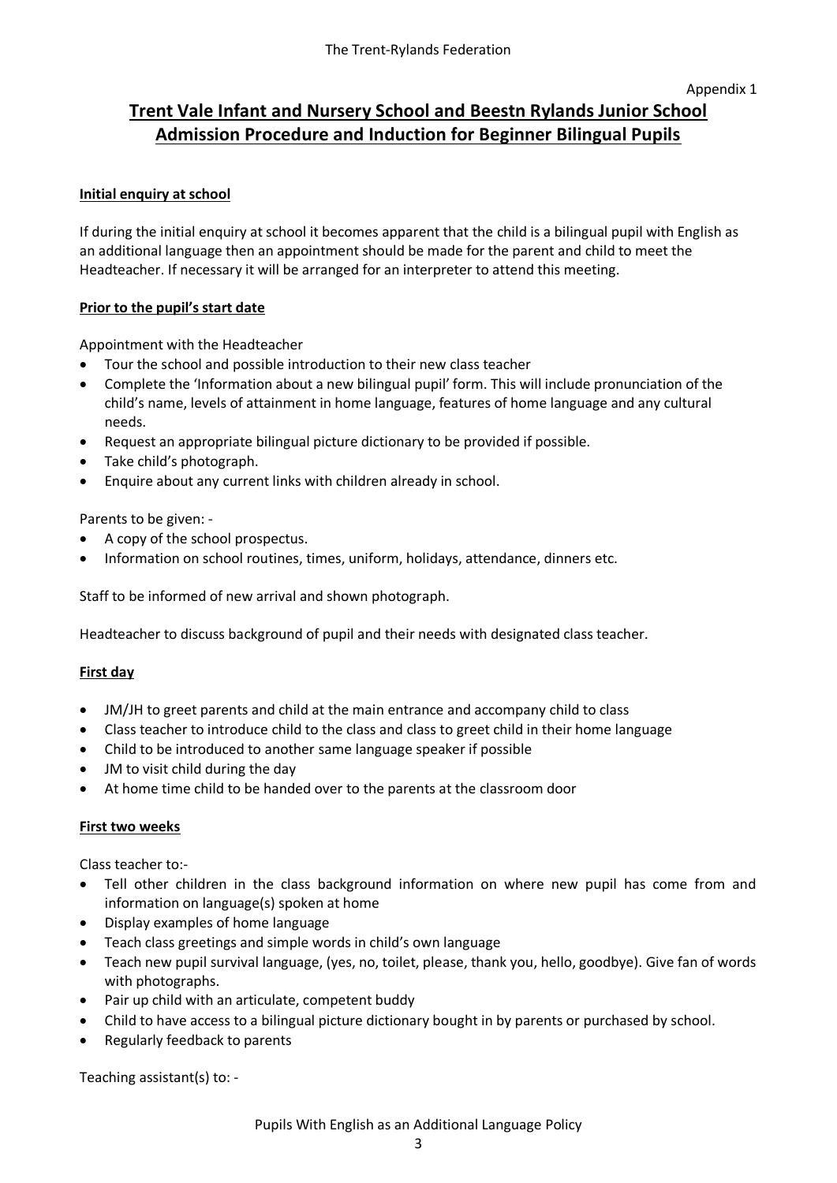Appendix 1

# Trent Vale Infant and Nursery School and Beestn Rylands Junior School Admission Procedure and Induction for Beginner Bilingual Pupils

## Initial enquiry at school

If during the initial enquiry at school it becomes apparent that the child is a bilingual pupil with English as an additional language then an appointment should be made for the parent and child to meet the Headteacher. If necessary it will be arranged for an interpreter to attend this meeting.

## Prior to the pupil's start date

Appointment with the Headteacher

- Tour the school and possible introduction to their new class teacher
- Complete the 'Information about a new bilingual pupil' form. This will include pronunciation of the child's name, levels of attainment in home language, features of home language and any cultural needs.
- Request an appropriate bilingual picture dictionary to be provided if possible.
- Take child's photograph.
- Enquire about any current links with children already in school.

Parents to be given: -

- A copy of the school prospectus.
- Information on school routines, times, uniform, holidays, attendance, dinners etc.

Staff to be informed of new arrival and shown photograph.

Headteacher to discuss background of pupil and their needs with designated class teacher.

## First day

- JM/JH to greet parents and child at the main entrance and accompany child to class
- Class teacher to introduce child to the class and class to greet child in their home language
- Child to be introduced to another same language speaker if possible
- JM to visit child during the day
- At home time child to be handed over to the parents at the classroom door

## First two weeks

Class teacher to:-

- Tell other children in the class background information on where new pupil has come from and information on language(s) spoken at home
- Display examples of home language
- Teach class greetings and simple words in child's own language
- Teach new pupil survival language, (yes, no, toilet, please, thank you, hello, goodbye). Give fan of words with photographs.
- Pair up child with an articulate, competent buddy
- Child to have access to a bilingual picture dictionary bought in by parents or purchased by school.
- Regularly feedback to parents

Teaching assistant(s) to: -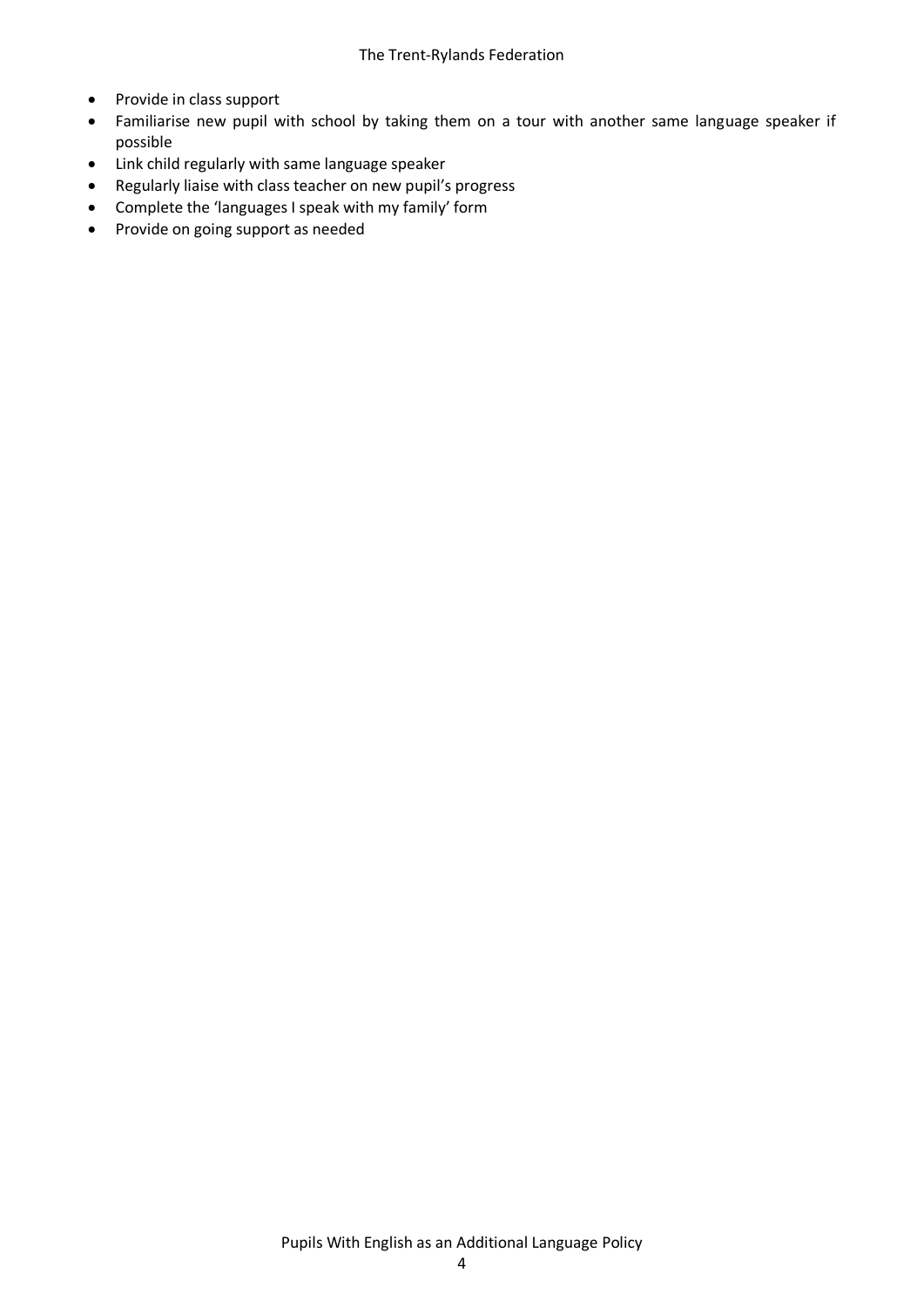- Provide in class support
- Familiarise new pupil with school by taking them on a tour with another same language speaker if possible
- Link child regularly with same language speaker
- Regularly liaise with class teacher on new pupil's progress
- Complete the 'languages I speak with my family' form
- Provide on going support as needed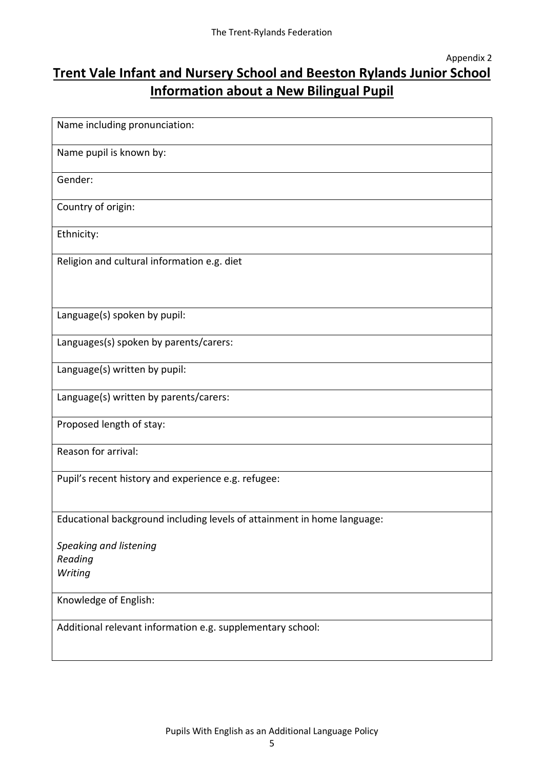Appendix 2

# Trent Vale Infant and Nursery School and Beeston Rylands Junior School Information about a New Bilingual Pupil

| |
|---|
| Name including pronunciation: |
| Name pupil is known by: |
| Gender: |
| Country of origin: |
| Ethnicity: |
| Religion and cultural information e.g. diet |
| Language(s) spoken by pupil: |
| Languages(s) spoken by parents/carers: |
| Language(s) written by pupil: |
| Language(s) written by parents/carers: |
| Proposed length of stay: |
| Reason for arrival: |
| Pupil's recent history and experience e.g. refugee: |
| Educational background including levels of attainment in home language:<br><br>*Speaking and listening*<br>*Reading*<br>*Writing* |
| Knowledge of English: |
| Additional relevant information e.g. supplementary school: |